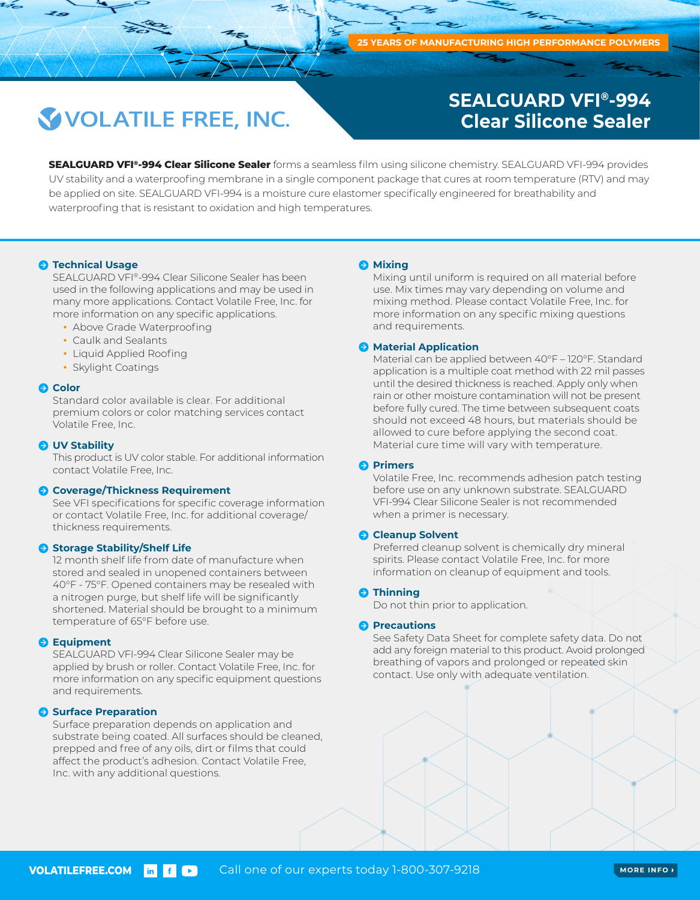25 YEARS OF MANUFACTURING HIGH PERFORMANCE POLYMERS

VOLATILE FREE, INC.

# SEALGUARD VFI®-994 Clear Silicone Sealer

**SEALGUARD VFI®-994 Clear Silicone Sealer** forms a seamless film using silicone chemistry. SEALGUARD VFI-994 provides UV stability and a waterproofing membrane in a single component package that cures at room temperature (RTV) and may be applied on site. SEALGUARD VFI-994 is a moisture cure elastomer specifically engineered for breathability and waterproofing that is resistant to oxidation and high temperatures.

## Technical Usage

SEALGUARD VFI®-994 Clear Silicone Sealer has been used in the following applications and may be used in many more applications. Contact Volatile Free, Inc. for more information on any specific applications.

- Above Grade Waterproofing
- Caulk and Sealants
- Liquid Applied Roofing
- Skylight Coatings

## Color

Standard color available is clear. For additional premium colors or color matching services contact Volatile Free, Inc.

## UV Stability

This product is UV color stable. For additional information contact Volatile Free, Inc.

## Coverage/Thickness Requirement

See VFI specifications for specific coverage information or contact Volatile Free, Inc. for additional coverage/ thickness requirements.

## Storage Stability/Shelf Life

12 month shelf life from date of manufacture when stored and sealed in unopened containers between 40°F - 75°F. Opened containers may be resealed with a nitrogen purge, but shelf life will be significantly shortened. Material should be brought to a minimum temperature of 65°F before use.

## Equipment

SEALGUARD VFI-994 Clear Silicone Sealer may be applied by brush or roller. Contact Volatile Free, Inc. for more information on any specific equipment questions and requirements.

## Surface Preparation

Surface preparation depends on application and substrate being coated. All surfaces should be cleaned, prepped and free of any oils, dirt or films that could affect the product's adhesion. Contact Volatile Free, Inc. with any additional questions.

## Mixing

Mixing until uniform is required on all material before use. Mix times may vary depending on volume and mixing method. Please contact Volatile Free, Inc. for more information on any specific mixing questions and requirements.

## Material Application

Material can be applied between 40°F – 120°F. Standard application is a multiple coat method with 22 mil passes until the desired thickness is reached. Apply only when rain or other moisture contamination will not be present before fully cured. The time between subsequent coats should not exceed 48 hours, but materials should be allowed to cure before applying the second coat. Material cure time will vary with temperature.

## Primers

Volatile Free, Inc. recommends adhesion patch testing before use on any unknown substrate. SEALGUARD VFI-994 Clear Silicone Sealer is not recommended when a primer is necessary.

## Cleanup Solvent

Preferred cleanup solvent is chemically dry mineral spirits. Please contact Volatile Free, Inc. for more information on cleanup of equipment and tools.

## Thinning

Do not thin prior to application.

## Precautions

See Safety Data Sheet for complete safety data. Do not add any foreign material to this product. Avoid prolonged breathing of vapors and prolonged or repeated skin contact. Use only with adequate ventilation.

VOLATILEFREE.COM Call one of our experts today 1-800-307-9218 MORE INFO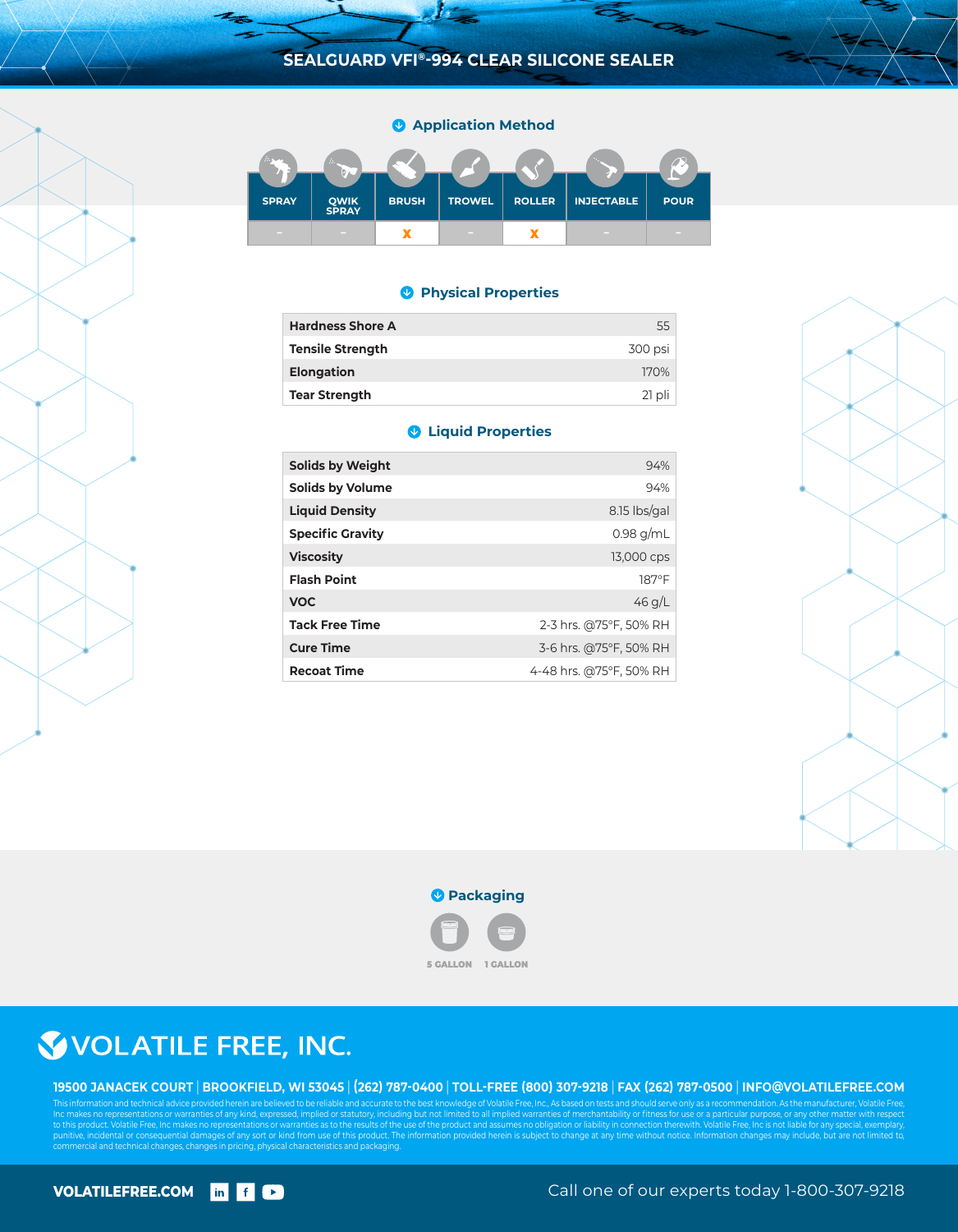# SEALGUARD VFI®-994 CLEAR SILICONE SEALER

## Application Method

| SPRAY | QWIK SPRAY | BRUSH | TROWEL | ROLLER | INJECTABLE | POUR |
|---|---|---|---|---|---|---|
| - | - | X | - | X | - | - |

## Physical Properties

| | |
|---|---|
| Hardness Shore A | 55 |
| Tensile Strength | 300 psi |
| Elongation | 170% |
| Tear Strength | 21 pli |

## Liquid Properties

| | |
|---|---|
| Solids by Weight | 94% |
| Solids by Volume | 94% |
| Liquid Density | 8.15 lbs/gal |
| Specific Gravity | 0.98 g/mL |
| Viscosity | 13,000 cps |
| Flash Point | 187°F |
| VOC | 46 g/L |
| Tack Free Time | 2-3 hrs. @75°F, 50% RH |
| Cure Time | 3-6 hrs. @75°F, 50% RH |
| Recoat Time | 4-48 hrs. @75°F, 50% RH |

## Packaging

5 GALLON

1 GALLON

**VOLATILE FREE, INC.**

**19500 JANACEK COURT | BROOKFIELD, WI 53045 | (262) 787-0400 | TOLL-FREE (800) 307-9218 | FAX (262) 787-0500 | INFO@VOLATILEFREE.COM**

This information and technical advice provided herein are believed to be reliable and accurate to the best knowledge of Volatile Free, Inc., As based on tests and should serve only as a recommendation. As the manufacturer, Volatile Free, Inc makes no representations or warranties of any kind, expressed, implied or statutory, including but not limited to all implied warranties of merchantability or fitness for use or a particular purpose, or any other matter with respect to this product. Volatile Free, Inc makes no representations or warranties as to the results of the use of the product and assumes no obligation or liability in connection therewith. Volatile Free, Inc is not liable for any special, exemplary, punitive, incidental or consequential damages of any sort or kind from use of this product. The information provided herein is subject to change at any time without notice. Information changes may include, but are not limited to, commercial and technical changes, changes in pricing, physical characteristics and packaging.

**VOLATILEFREE.COM**

Call one of our experts today 1-800-307-9218